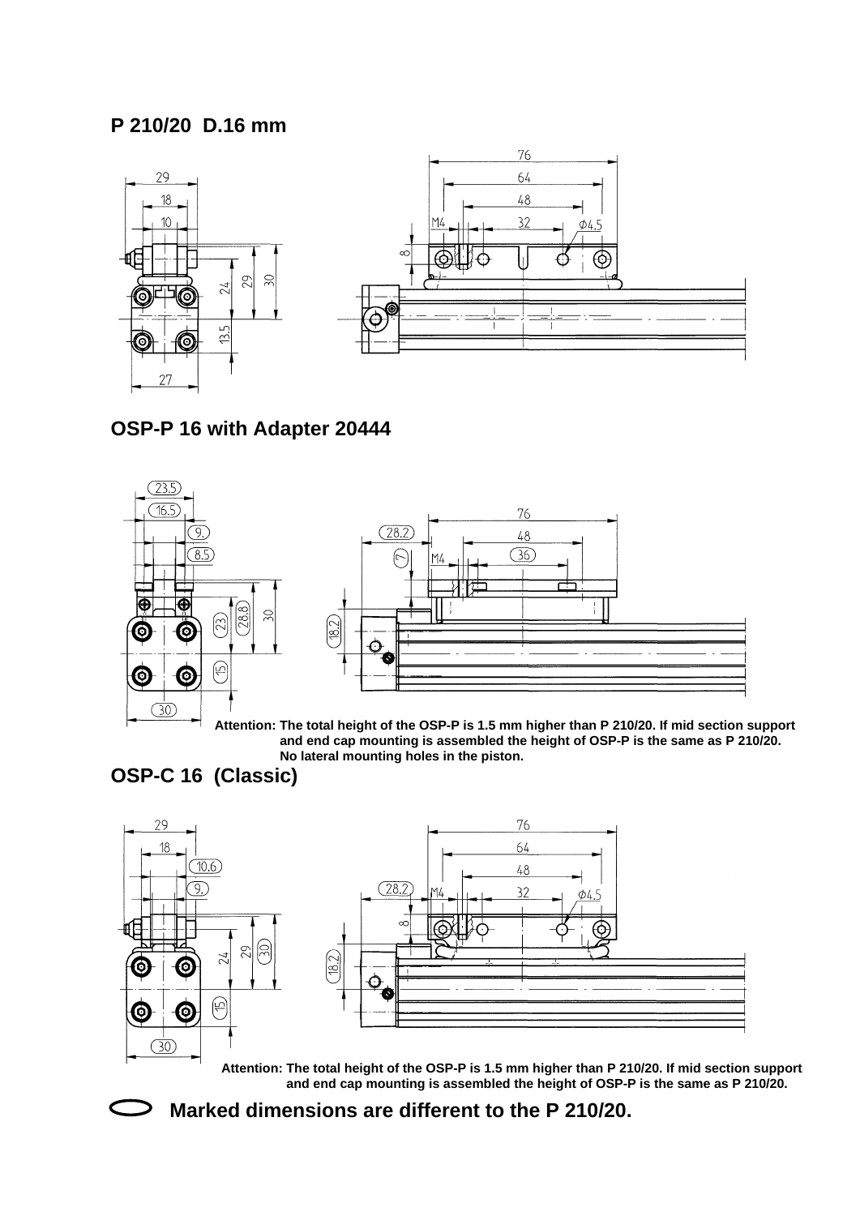## P 210/20 D.16 mm

## OSP-P 16 with Adapter 20444

Attention: The total height of the OSP-P is 1.5 mm higher than P 210/20. If mid section support and end cap mounting is assembled the height of OSP-P is the same as P 210/20. No lateral mounting holes in the piston.

## OSP-C 16 (Classic)

Attention: The total height of the OSP-P is 1.5 mm higher than P 210/20. If mid section support and end cap mounting is assembled the height of OSP-P is the same as P 210/20.

**Marked dimensions are different to the P 210/20.**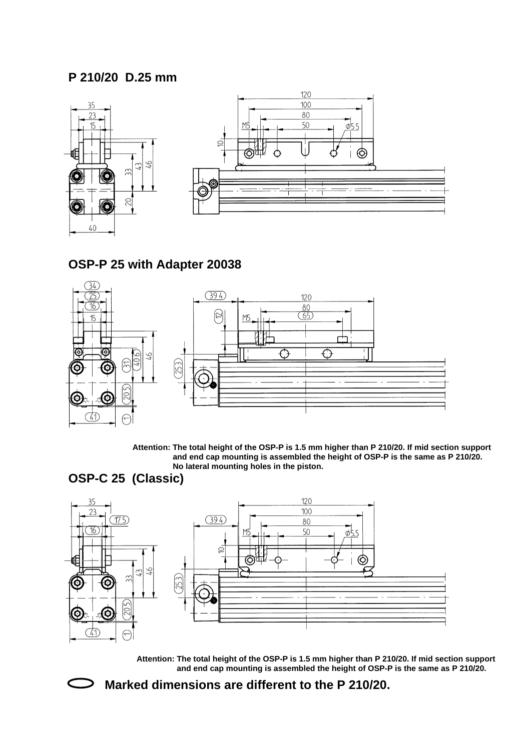## P 210/20 D.25 mm

## OSP-P 25 with Adapter 20038

**Attention: The total height of the OSP-P is 1.5 mm higher than P 210/20. If mid section support and end cap mounting is assembled the height of OSP-P is the same as P 210/20. No lateral mounting holes in the piston.**

## OSP-C 25 (Classic)

**Attention: The total height of the OSP-P is 1.5 mm higher than P 210/20. If mid section support and end cap mounting is assembled the height of OSP-P is the same as P 210/20.**

**Marked dimensions are different to the P 210/20.**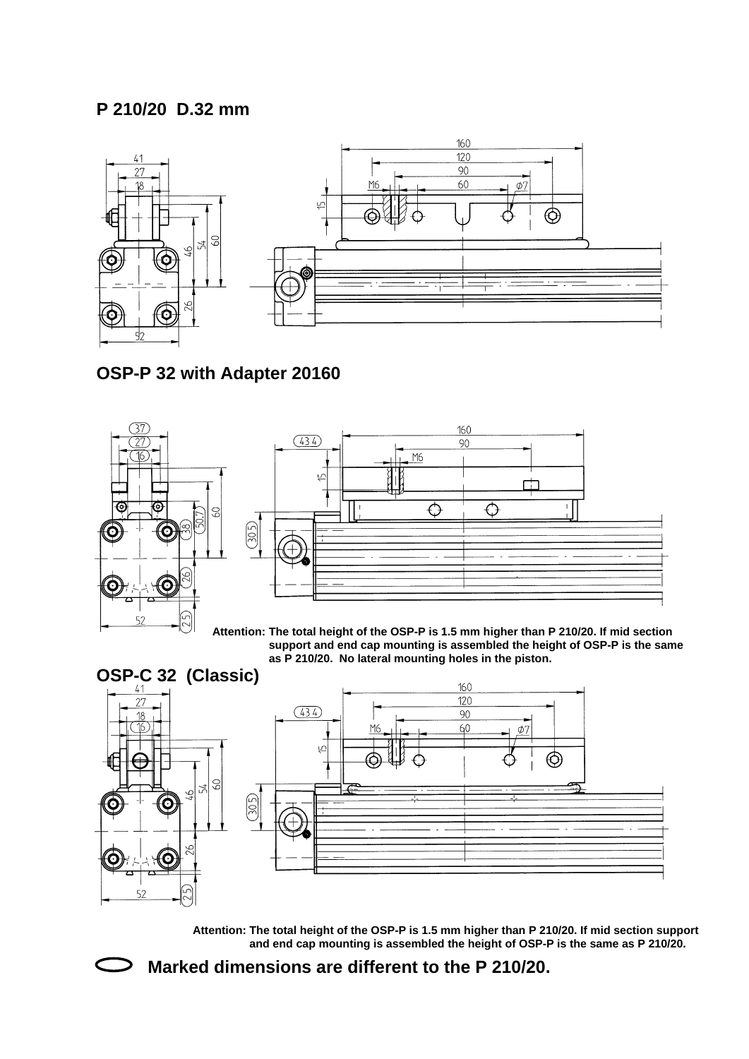## P 210/20 D.32 mm

## OSP-P 32 with Adapter 20160

Attention: The total height of the OSP-P is 1.5 mm higher than P 210/20. If mid section support and end cap mounting is assembled the height of OSP-P is the same as P 210/20. No lateral mounting holes in the piston.

## OSP-C 32 (Classic)

Attention: The total height of the OSP-P is 1.5 mm higher than P 210/20. If mid section support and end cap mounting is assembled the height of OSP-P is the same as P 210/20.

**Marked dimensions are different to the P 210/20.**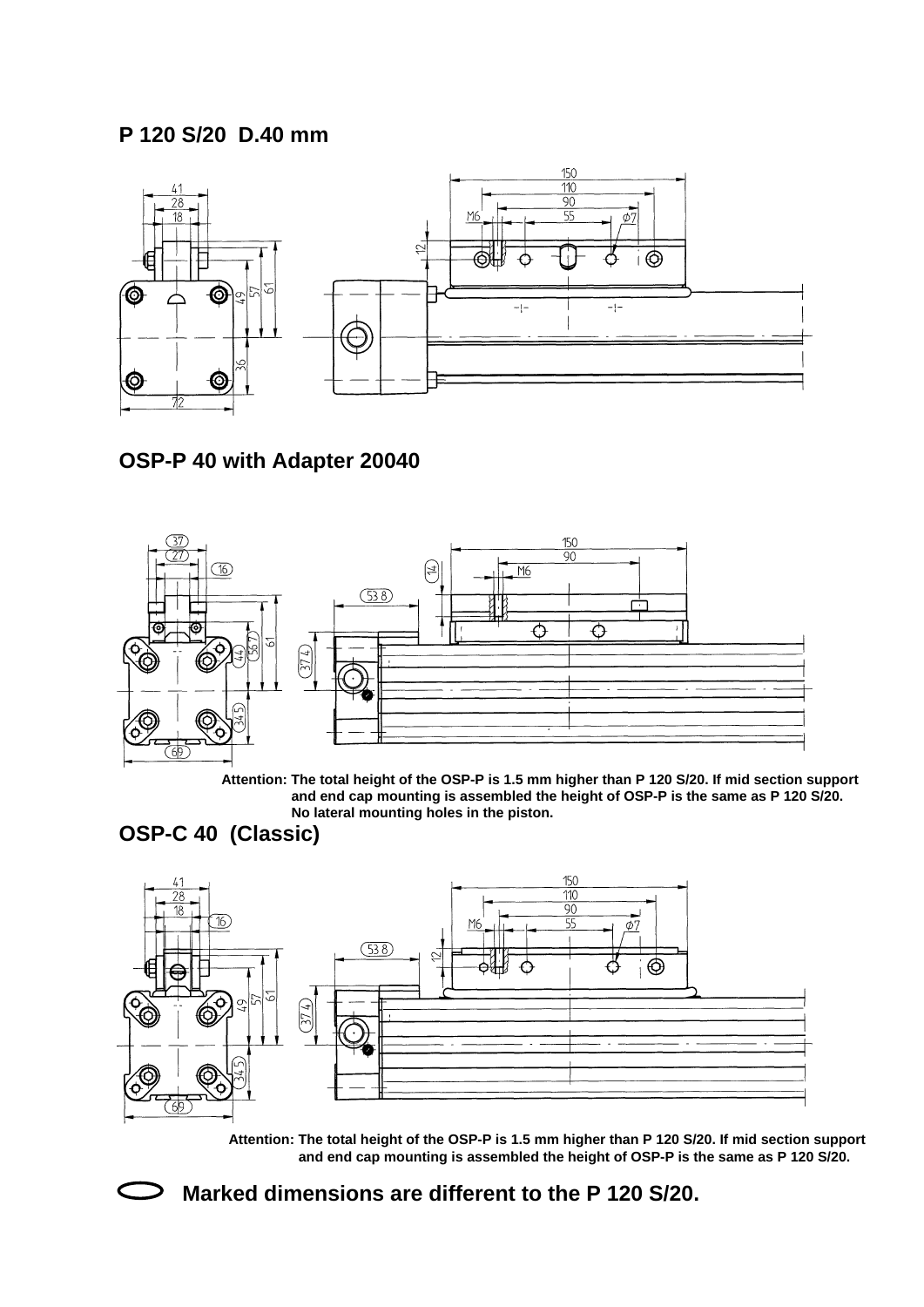## P 120 S/20 D.40 mm

## OSP-P 40 with Adapter 20040

Attention: The total height of the OSP-P is 1.5 mm higher than P 120 S/20. If mid section support and end cap mounting is assembled the height of OSP-P is the same as P 120 S/20. No lateral mounting holes in the piston.

## OSP-C 40 (Classic)

Attention: The total height of the OSP-P is 1.5 mm higher than P 120 S/20. If mid section support and end cap mounting is assembled the height of OSP-P is the same as P 120 S/20.

**Marked dimensions are different to the P 120 S/20.**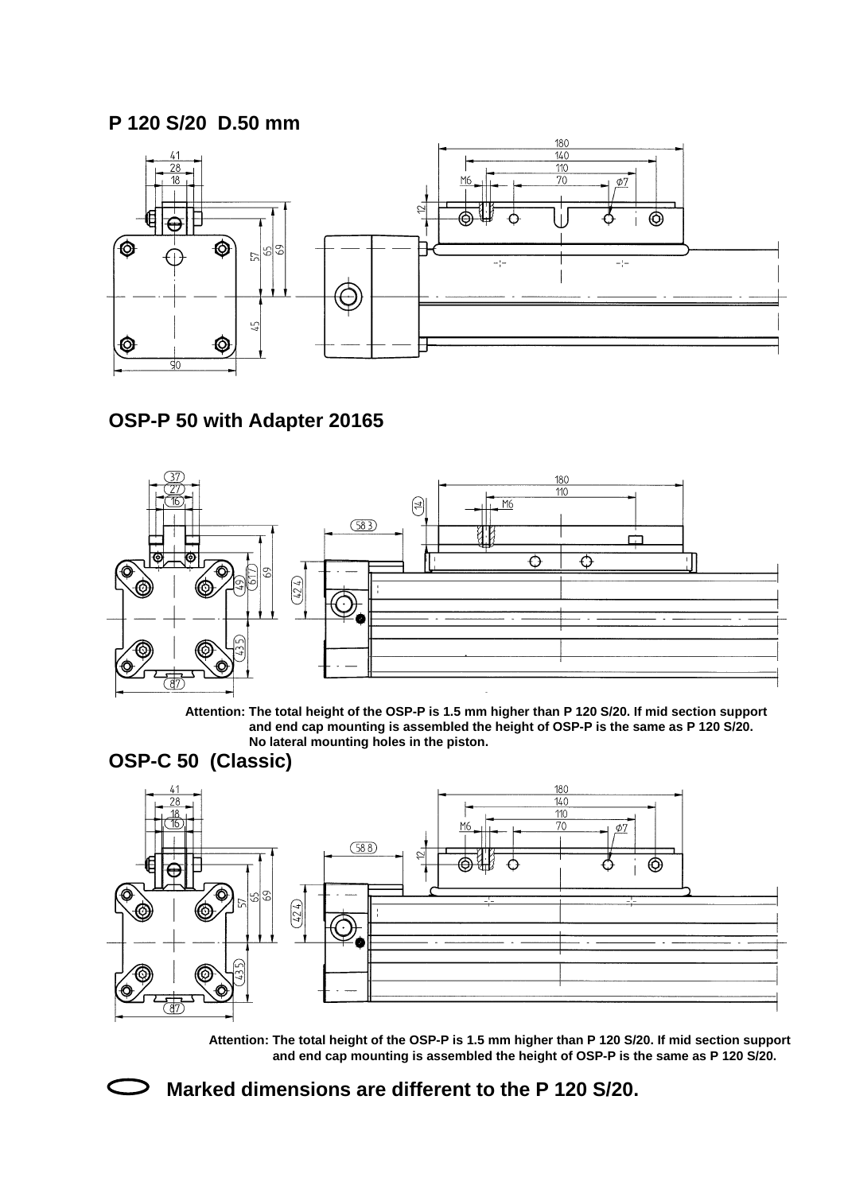## P 120 S/20 D.50 mm

## OSP-P 50 with Adapter 20165

**Attention: The total height of the OSP-P is 1.5 mm higher than P 120 S/20. If mid section support and end cap mounting is assembled the height of OSP-P is the same as P 120 S/20. No lateral mounting holes in the piston.**

## OSP-C 50 (Classic)

**Attention: The total height of the OSP-P is 1.5 mm higher than P 120 S/20. If mid section support and end cap mounting is assembled the height of OSP-P is the same as P 120 S/20.**

**Marked dimensions are different to the P 120 S/20.**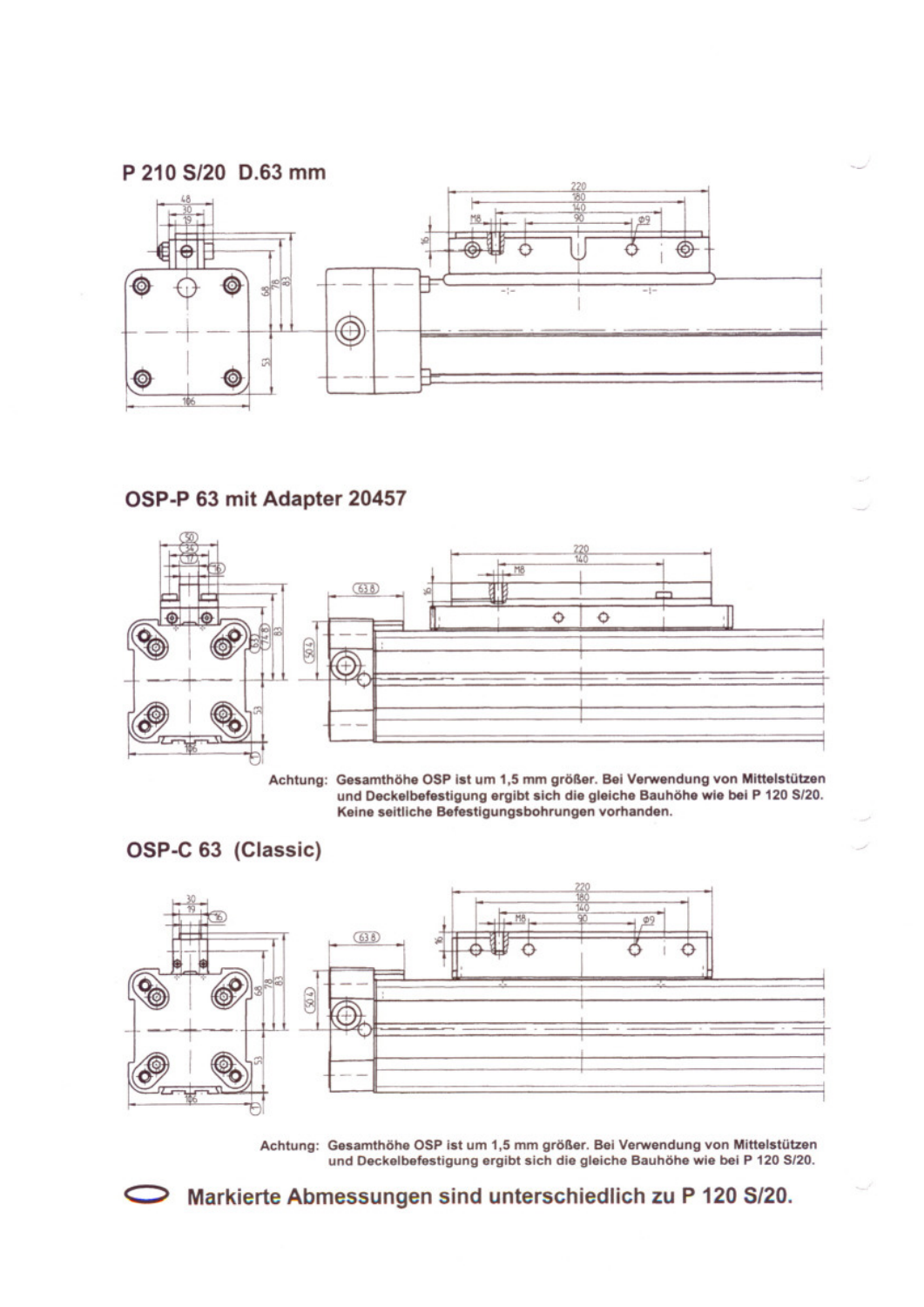## P 210 S/20 D.63 mm

## OSP-P 63 mit Adapter 20457

Achtung: Gesamthöhe OSP ist um 1,5 mm größer. Bei Verwendung von Mittelstützen und Deckelbefestigung ergibt sich die gleiche Bauhöhe wie bei P 120 S/20. Keine seitliche Befestigungsbohrungen vorhanden.

## OSP-C 63 (Classic)

Achtung: Gesamthöhe OSP ist um 1,5 mm größer. Bei Verwendung von Mittelstützen und Deckelbefestigung ergibt sich die gleiche Bauhöhe wie bei P 120 S/20.

**Markierte Abmessungen sind unterschiedlich zu P 120 S/20.**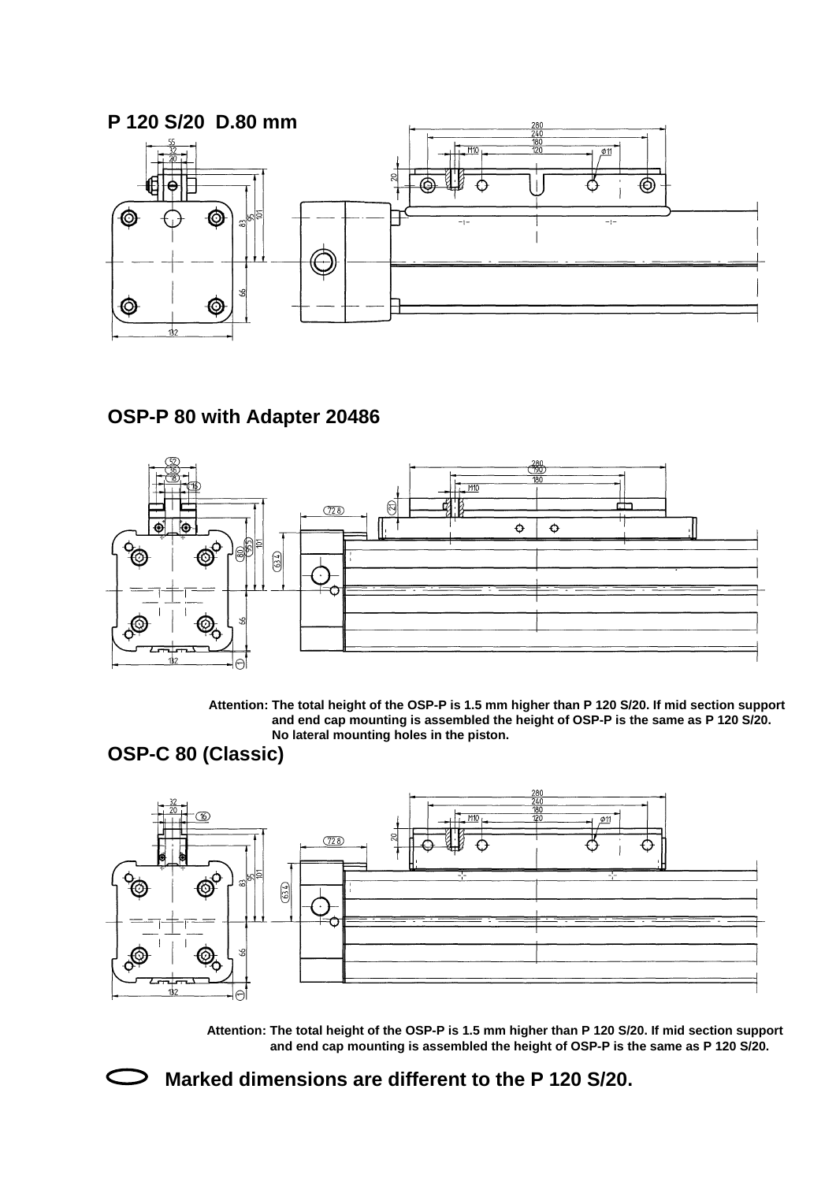## P 120 S/20  D.80 mm

55
32
20
280
240
180
120
M10
ø11
20
83
95
101
66
132

## OSP-P 80 with Adapter 20486

52
36
18
16
280
150
180
M10
72.8
21
80
95.5
101
63.4
66
132
1

Attention: The total height of the OSP-P is 1.5 mm higher than P 120 S/20. If mid section support and end cap mounting is assembled the height of OSP-P is the same as P 120 S/20. No lateral mounting holes in the piston.

## OSP-C 80 (Classic)

32
20
16
280
240
180
120
M10
ø11
72.8
20
83
95
101
63.4
66
132
1

Attention: The total height of the OSP-P is 1.5 mm higher than P 120 S/20. If mid section support and end cap mounting is assembled the height of OSP-P is the same as P 120 S/20.

**Marked dimensions are different to the P 120 S/20.**